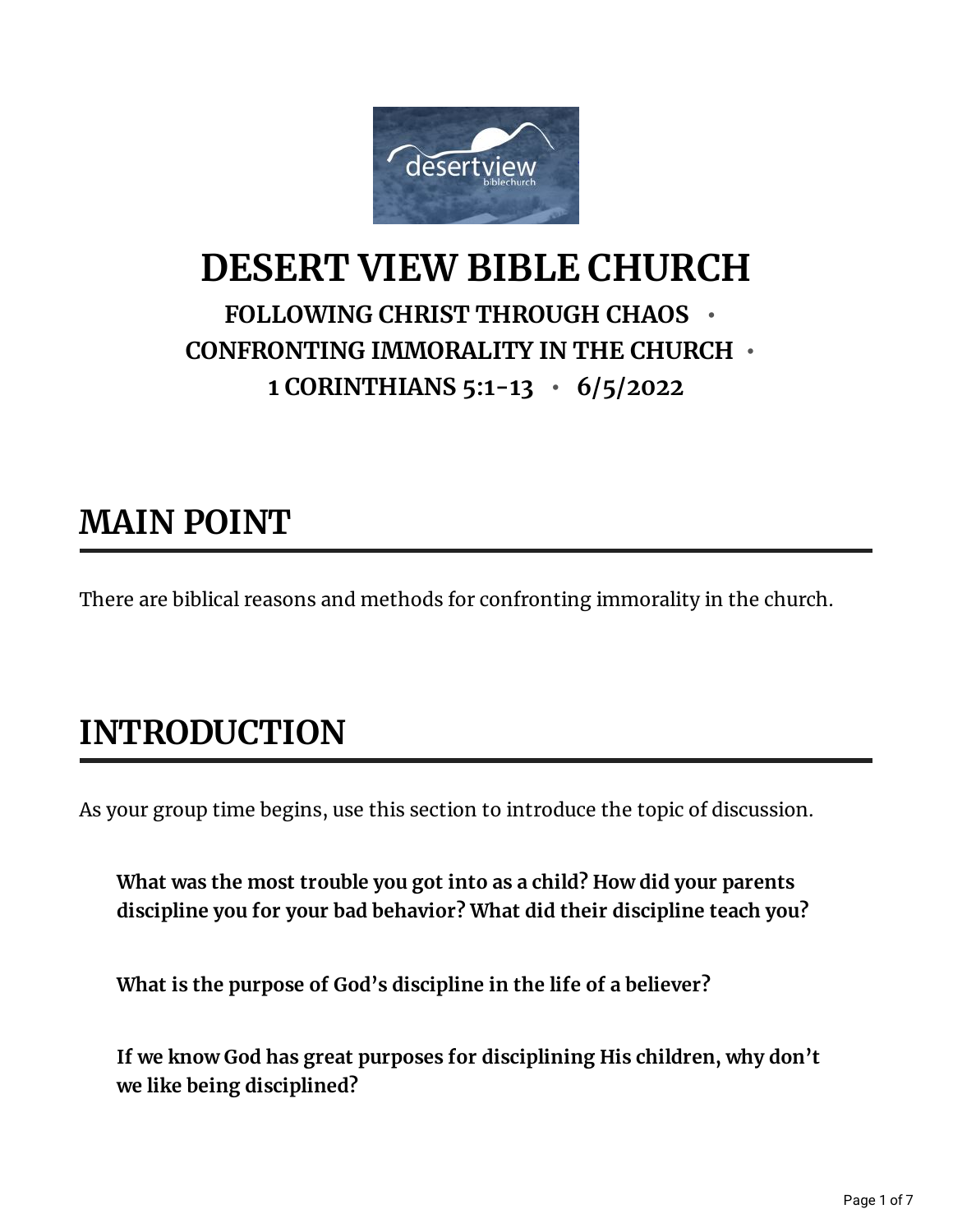# DESERT VIEW BIBLE CHURCH

### FOLLOWING CHRIST THROUGH CHAOS • CONFRONTING IMMORALITY IN THE CHURCH • 1 CORINTHIANS 5:1-13 • 6/5/2022

## MAIN POINT

There are biblical reasons and methods for confronting immorality in the church.

## INTRODUCTION

As your group time begins, use this section to introduce the topic of discussion.

**What was the most trouble you got into as a child? How did your parents discipline you for your bad behavior? What did their discipline teach you?**

**What is the purpose of God's discipline in the life of a believer?**

**If we know God has great purposes for disciplining His children, why don't we like being disciplined?**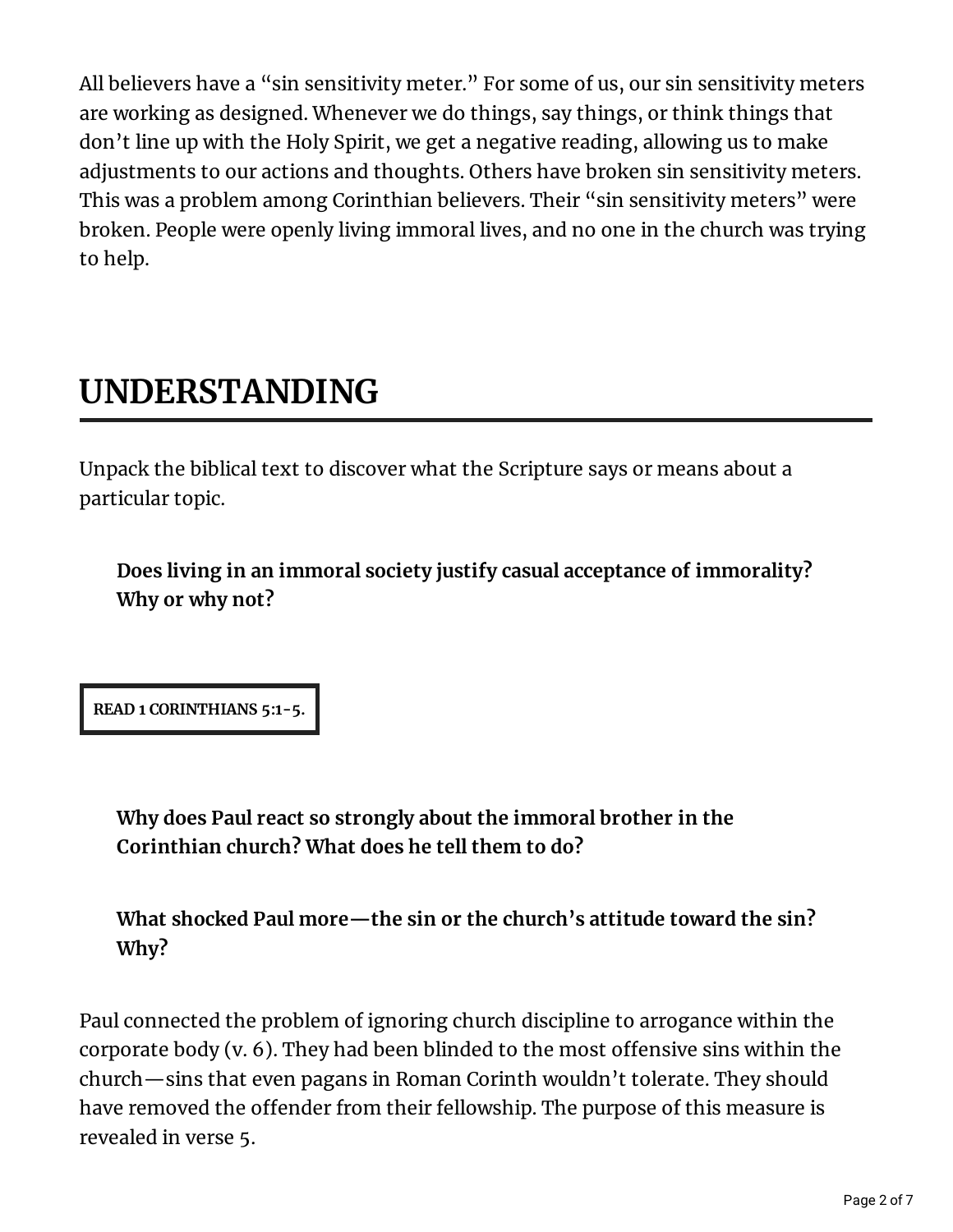All believers have a “sin sensitivity meter.” For some of us, our sin sensitivity meters are working as designed. Whenever we do things, say things, or think things that don’t line up with the Holy Spirit, we get a negative reading, allowing us to make adjustments to our actions and thoughts. Others have broken sin sensitivity meters. This was a problem among Corinthian believers. Their “sin sensitivity meters” were broken. People were openly living immoral lives, and no one in the church was trying to help.

## UNDERSTANDING

Unpack the biblical text to discover what the Scripture says or means about a particular topic.

> **Does living in an immoral society justify casual acceptance of immorality? Why or why not?**

**READ 1 CORINTHIANS 5:1-5.**

> **Why does Paul react so strongly about the immoral brother in the Corinthian church? What does he tell them to do?**

> **What shocked Paul more—the sin or the church’s attitude toward the sin? Why?**

Paul connected the problem of ignoring church discipline to arrogance within the corporate body (v. 6). They had been blinded to the most offensive sins within the church—sins that even pagans in Roman Corinth wouldn’t tolerate. They should have removed the offender from their fellowship. The purpose of this measure is revealed in verse 5.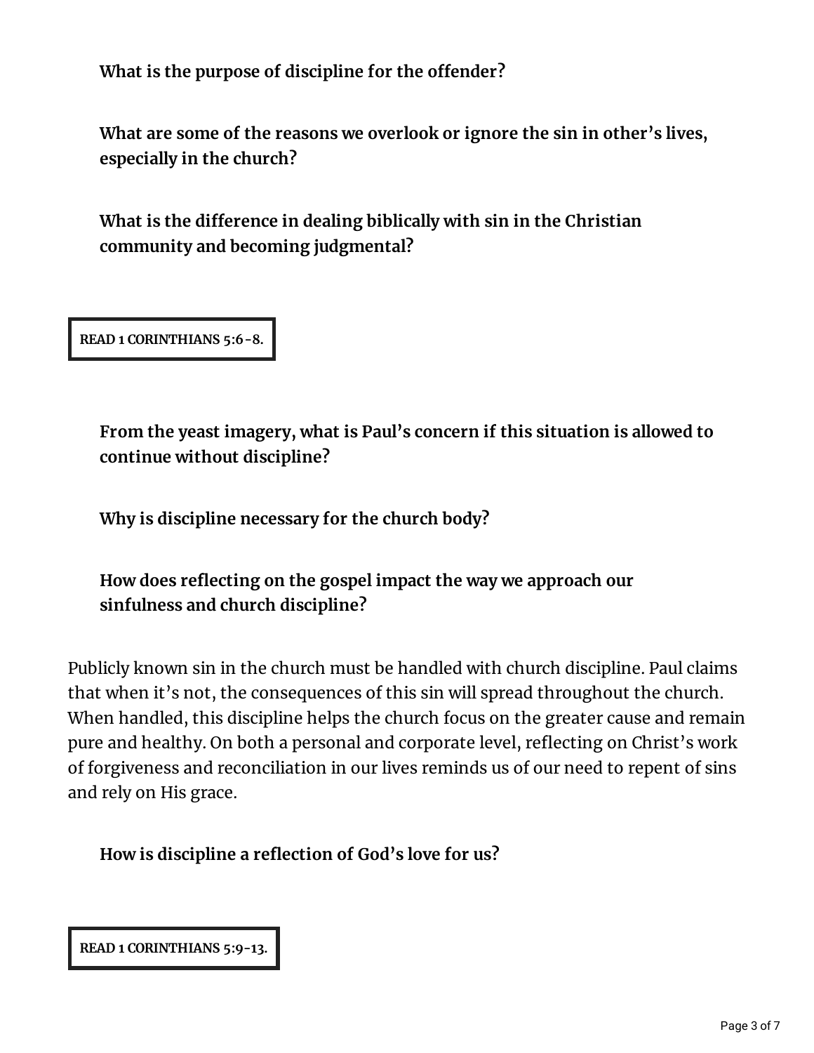**What is the purpose of discipline for the offender?**

**What are some of the reasons we overlook or ignore the sin in other's lives, especially in the church?**

**What is the difference in dealing biblically with sin in the Christian community and becoming judgmental?**

**READ 1 CORINTHIANS 5:6-8.**

**From the yeast imagery, what is Paul's concern if this situation is allowed to continue without discipline?**

**Why is discipline necessary for the church body?**

**How does reflecting on the gospel impact the way we approach our sinfulness and church discipline?**

Publicly known sin in the church must be handled with church discipline. Paul claims that when it's not, the consequences of this sin will spread throughout the church. When handled, this discipline helps the church focus on the greater cause and remain pure and healthy. On both a personal and corporate level, reflecting on Christ's work of forgiveness and reconciliation in our lives reminds us of our need to repent of sins and rely on His grace.

**How is discipline a reflection of God's love for us?**

**READ 1 CORINTHIANS 5:9-13.**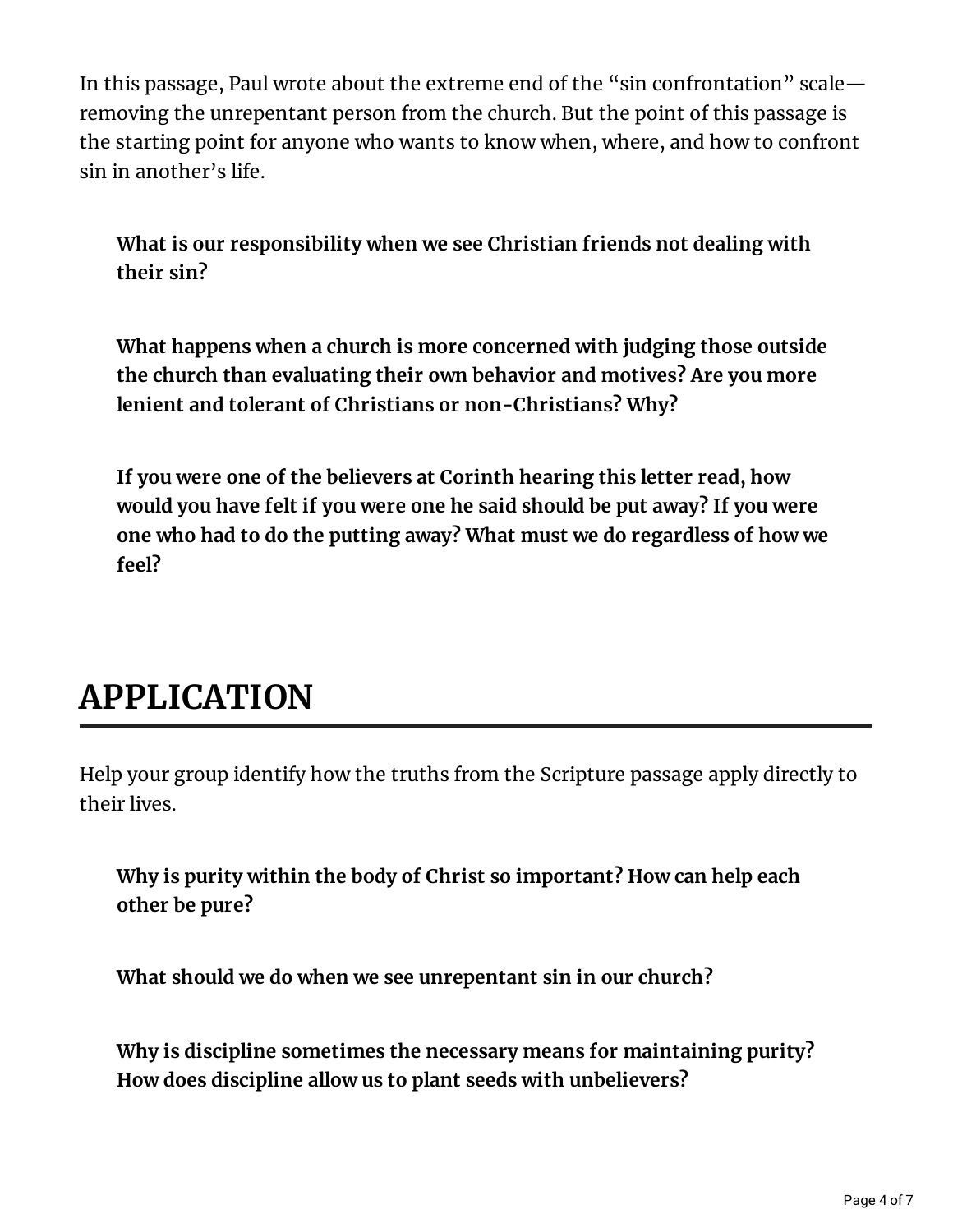In this passage, Paul wrote about the extreme end of the "sin confrontation" scale—removing the unrepentant person from the church. But the point of this passage is the starting point for anyone who wants to know when, where, and how to confront sin in another's life.

**What is our responsibility when we see Christian friends not dealing with their sin?**

**What happens when a church is more concerned with judging those outside the church than evaluating their own behavior and motives? Are you more lenient and tolerant of Christians or non-Christians? Why?**

**If you were one of the believers at Corinth hearing this letter read, how would you have felt if you were one he said should be put away? If you were one who had to do the putting away? What must we do regardless of how we feel?**

# APPLICATION

Help your group identify how the truths from the Scripture passage apply directly to their lives.

**Why is purity within the body of Christ so important? How can help each other be pure?**

**What should we do when we see unrepentant sin in our church?**

**Why is discipline sometimes the necessary means for maintaining purity? How does discipline allow us to plant seeds with unbelievers?**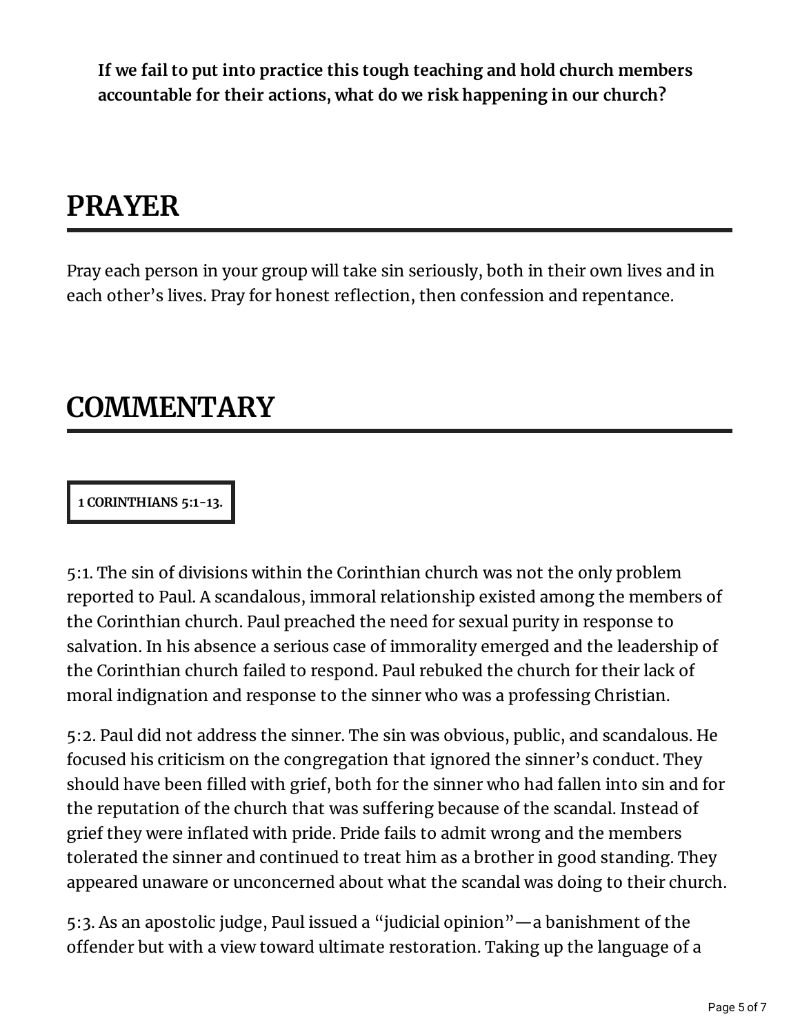**If we fail to put into practice this tough teaching and hold church members accountable for their actions, what do we risk happening in our church?**

# PRAYER

Pray each person in your group will take sin seriously, both in their own lives and in each other's lives. Pray for honest reflection, then confession and repentance.

# COMMENTARY

**1 CORINTHIANS 5:1-13.**

5:1. The sin of divisions within the Corinthian church was not the only problem reported to Paul. A scandalous, immoral relationship existed among the members of the Corinthian church. Paul preached the need for sexual purity in response to salvation. In his absence a serious case of immorality emerged and the leadership of the Corinthian church failed to respond. Paul rebuked the church for their lack of moral indignation and response to the sinner who was a professing Christian.

5:2. Paul did not address the sinner. The sin was obvious, public, and scandalous. He focused his criticism on the congregation that ignored the sinner's conduct. They should have been filled with grief, both for the sinner who had fallen into sin and for the reputation of the church that was suffering because of the scandal. Instead of grief they were inflated with pride. Pride fails to admit wrong and the members tolerated the sinner and continued to treat him as a brother in good standing. They appeared unaware or unconcerned about what the scandal was doing to their church.

5:3. As an apostolic judge, Paul issued a "judicial opinion"—a banishment of the offender but with a view toward ultimate restoration. Taking up the language of a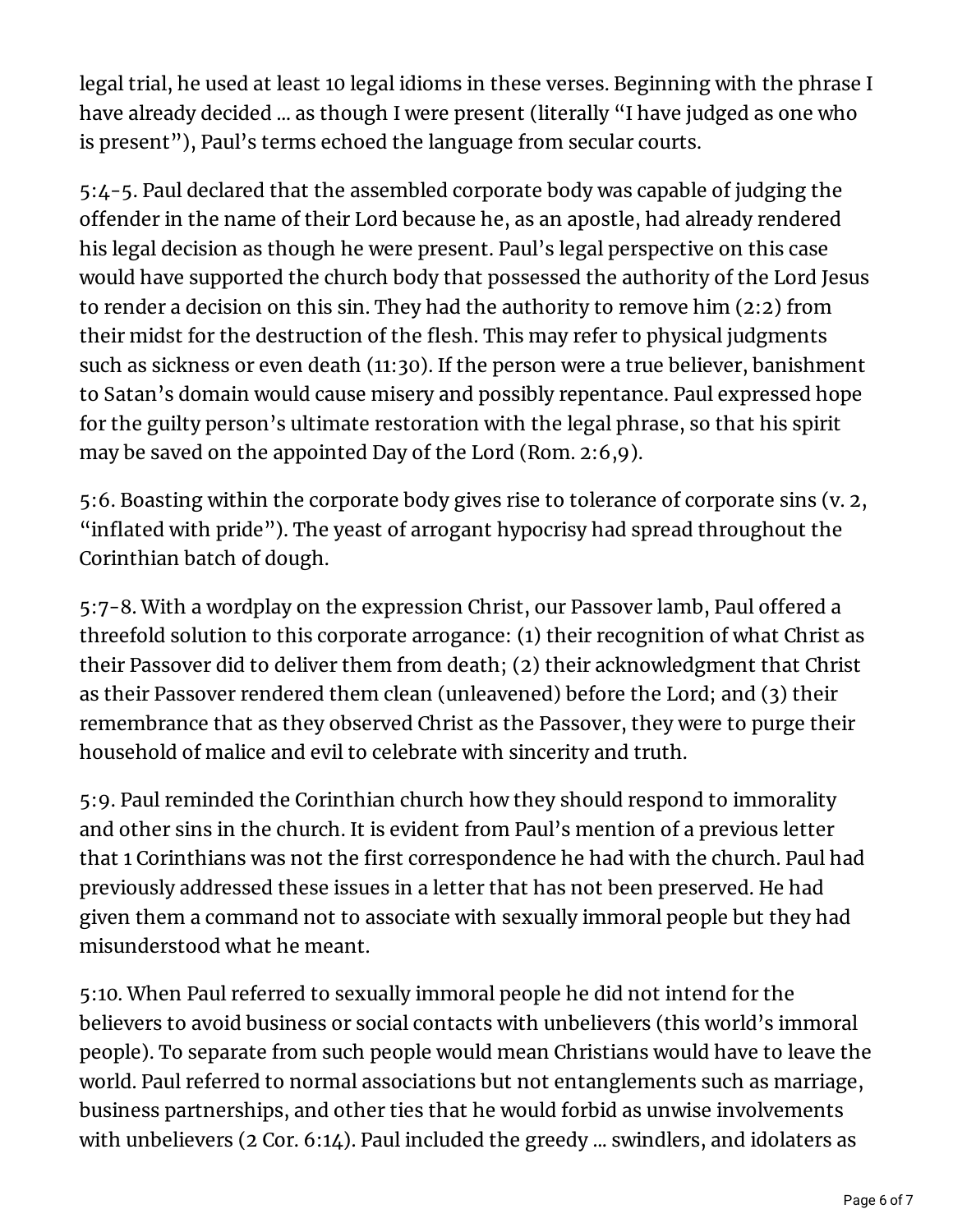legal trial, he used at least 10 legal idioms in these verses. Beginning with the phrase I have already decided ... as though I were present (literally "I have judged as one who is present"), Paul's terms echoed the language from secular courts.

5:4-5. Paul declared that the assembled corporate body was capable of judging the offender in the name of their Lord because he, as an apostle, had already rendered his legal decision as though he were present. Paul's legal perspective on this case would have supported the church body that possessed the authority of the Lord Jesus to render a decision on this sin. They had the authority to remove him (2:2) from their midst for the destruction of the flesh. This may refer to physical judgments such as sickness or even death (11:30). If the person were a true believer, banishment to Satan's domain would cause misery and possibly repentance. Paul expressed hope for the guilty person's ultimate restoration with the legal phrase, so that his spirit may be saved on the appointed Day of the Lord (Rom. 2:6,9).

5:6. Boasting within the corporate body gives rise to tolerance of corporate sins (v. 2, "inflated with pride"). The yeast of arrogant hypocrisy had spread throughout the Corinthian batch of dough.

5:7-8. With a wordplay on the expression Christ, our Passover lamb, Paul offered a threefold solution to this corporate arrogance: (1) their recognition of what Christ as their Passover did to deliver them from death; (2) their acknowledgment that Christ as their Passover rendered them clean (unleavened) before the Lord; and (3) their remembrance that as they observed Christ as the Passover, they were to purge their household of malice and evil to celebrate with sincerity and truth.

5:9. Paul reminded the Corinthian church how they should respond to immorality and other sins in the church. It is evident from Paul's mention of a previous letter that 1 Corinthians was not the first correspondence he had with the church. Paul had previously addressed these issues in a letter that has not been preserved. He had given them a command not to associate with sexually immoral people but they had misunderstood what he meant.

5:10. When Paul referred to sexually immoral people he did not intend for the believers to avoid business or social contacts with unbelievers (this world's immoral people). To separate from such people would mean Christians would have to leave the world. Paul referred to normal associations but not entanglements such as marriage, business partnerships, and other ties that he would forbid as unwise involvements with unbelievers (2 Cor. 6:14). Paul included the greedy ... swindlers, and idolaters as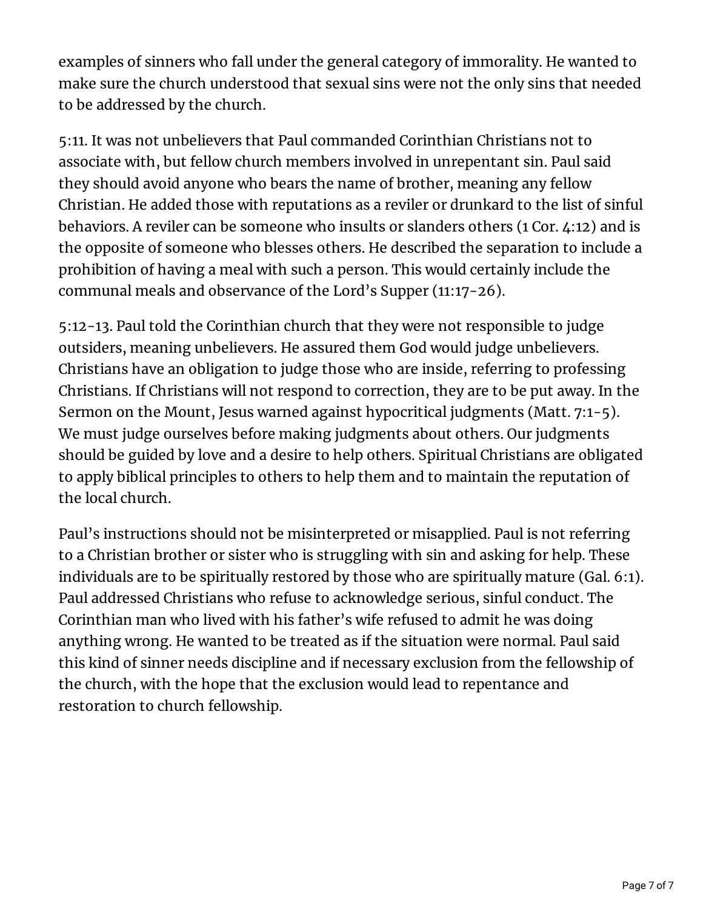examples of sinners who fall under the general category of immorality. He wanted to make sure the church understood that sexual sins were not the only sins that needed to be addressed by the church.

5:11. It was not unbelievers that Paul commanded Corinthian Christians not to associate with, but fellow church members involved in unrepentant sin. Paul said they should avoid anyone who bears the name of brother, meaning any fellow Christian. He added those with reputations as a reviler or drunkard to the list of sinful behaviors. A reviler can be someone who insults or slanders others (1 Cor. 4:12) and is the opposite of someone who blesses others. He described the separation to include a prohibition of having a meal with such a person. This would certainly include the communal meals and observance of the Lord's Supper (11:17-26).

5:12-13. Paul told the Corinthian church that they were not responsible to judge outsiders, meaning unbelievers. He assured them God would judge unbelievers. Christians have an obligation to judge those who are inside, referring to professing Christians. If Christians will not respond to correction, they are to be put away. In the Sermon on the Mount, Jesus warned against hypocritical judgments (Matt. 7:1-5). We must judge ourselves before making judgments about others. Our judgments should be guided by love and a desire to help others. Spiritual Christians are obligated to apply biblical principles to others to help them and to maintain the reputation of the local church.

Paul's instructions should not be misinterpreted or misapplied. Paul is not referring to a Christian brother or sister who is struggling with sin and asking for help. These individuals are to be spiritually restored by those who are spiritually mature (Gal. 6:1). Paul addressed Christians who refuse to acknowledge serious, sinful conduct. The Corinthian man who lived with his father's wife refused to admit he was doing anything wrong. He wanted to be treated as if the situation were normal. Paul said this kind of sinner needs discipline and if necessary exclusion from the fellowship of the church, with the hope that the exclusion would lead to repentance and restoration to church fellowship.